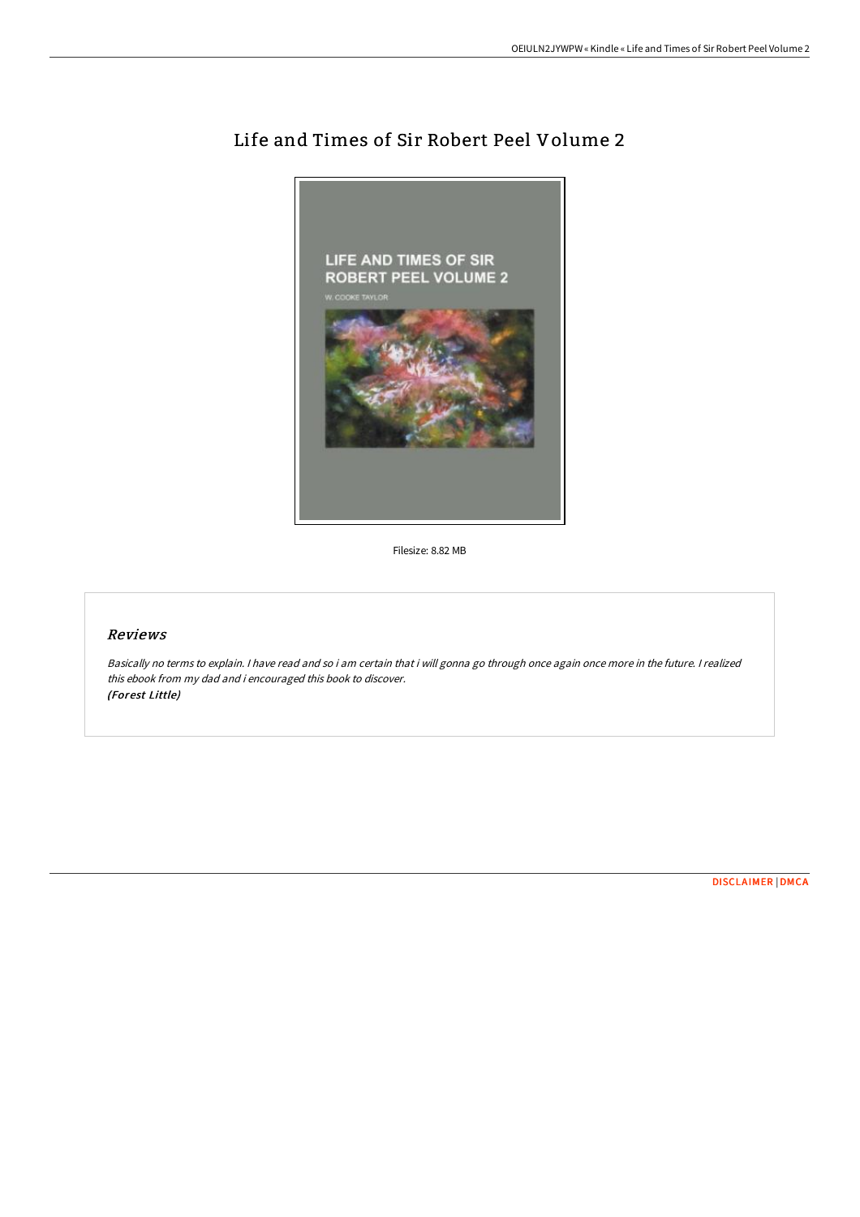# Life and Times of Sir Robert Peel Volume 2

Filesize: 8.82 MB

## *Reviews*

*Basically no terms to explain. I have read and so i am certain that i will gonna go through once again once more in the future. I realized this ebook from my dad and i encouraged this book to discover.*
*(Forest Little)*

DISCLAIMER | DMCA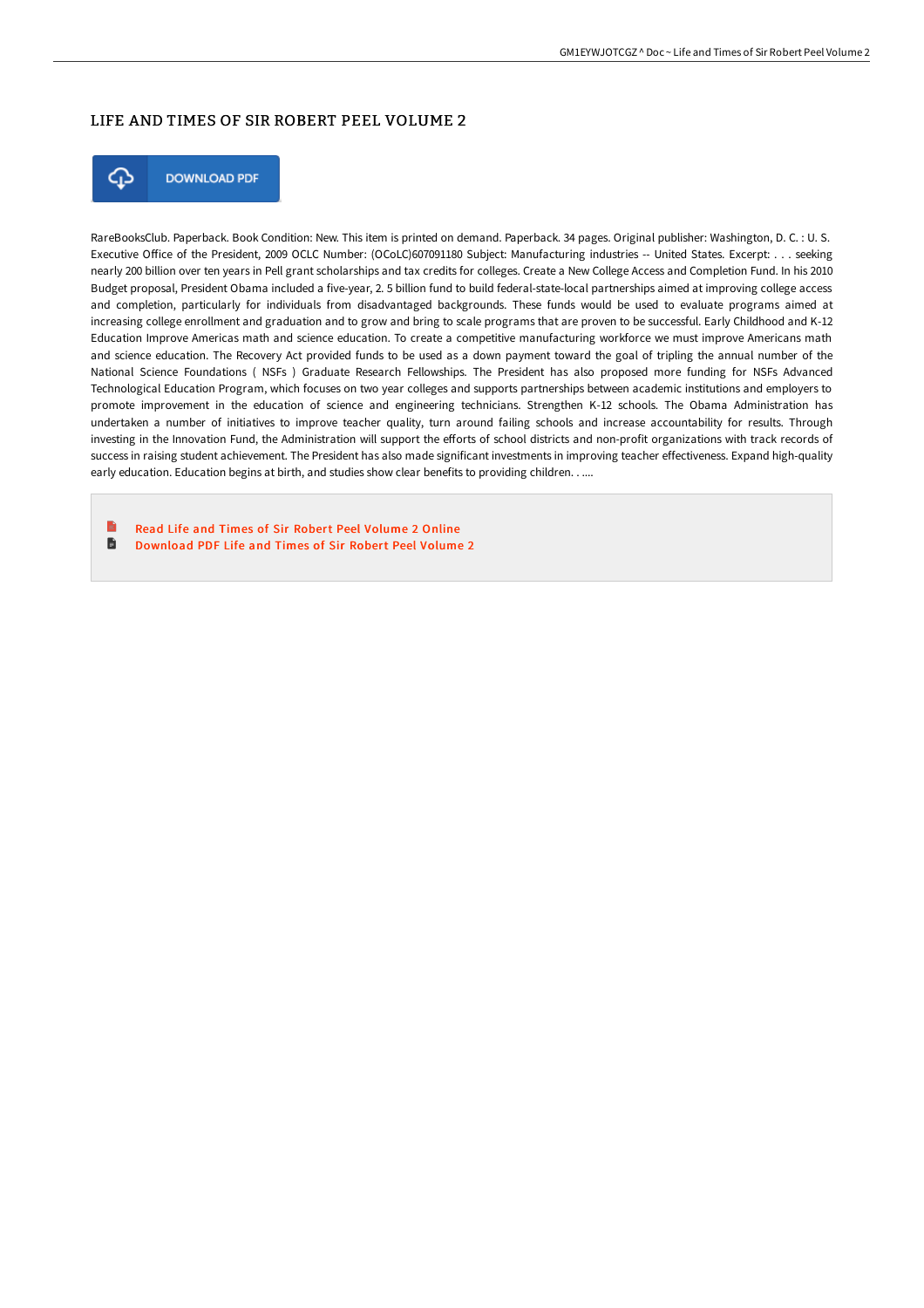# LIFE AND TIMES OF SIR ROBERT PEEL VOLUME 2

DOWNLOAD PDF

RareBooksClub. Paperback. Book Condition: New. This item is printed on demand. Paperback. 34 pages. Original publisher: Washington, D. C. : U. S. Executive Office of the President, 2009 OCLC Number: (OCoLC)607091180 Subject: Manufacturing industries -- United States. Excerpt: . . . seeking nearly 200 billion over ten years in Pell grant scholarships and tax credits for colleges. Create a New College Access and Completion Fund. In his 2010 Budget proposal, President Obama included a five-year, 2. 5 billion fund to build federal-state-local partnerships aimed at improving college access and completion, particularly for individuals from disadvantaged backgrounds. These funds would be used to evaluate programs aimed at increasing college enrollment and graduation and to grow and bring to scale programs that are proven to be successful. Early Childhood and K-12 Education Improve Americas math and science education. To create a competitive manufacturing workforce we must improve Americans math and science education. The Recovery Act provided funds to be used as a down payment toward the goal of tripling the annual number of the National Science Foundations ( NSFs ) Graduate Research Fellowships. The President has also proposed more funding for NSFs Advanced Technological Education Program, which focuses on two year colleges and supports partnerships between academic institutions and employers to promote improvement in the education of science and engineering technicians. Strengthen K-12 schools. The Obama Administration has undertaken a number of initiatives to improve teacher quality, turn around failing schools and increase accountability for results. Through investing in the Innovation Fund, the Administration will support the efforts of school districts and non-profit organizations with track records of success in raising student achievement. The President has also made significant investments in improving teacher effectiveness. Expand high-quality early education. Education begins at birth, and studies show clear benefits to providing children. . ....

- Read Life and Times of Sir Robert Peel Volume 2 Online
- Download PDF Life and Times of Sir Robert Peel Volume 2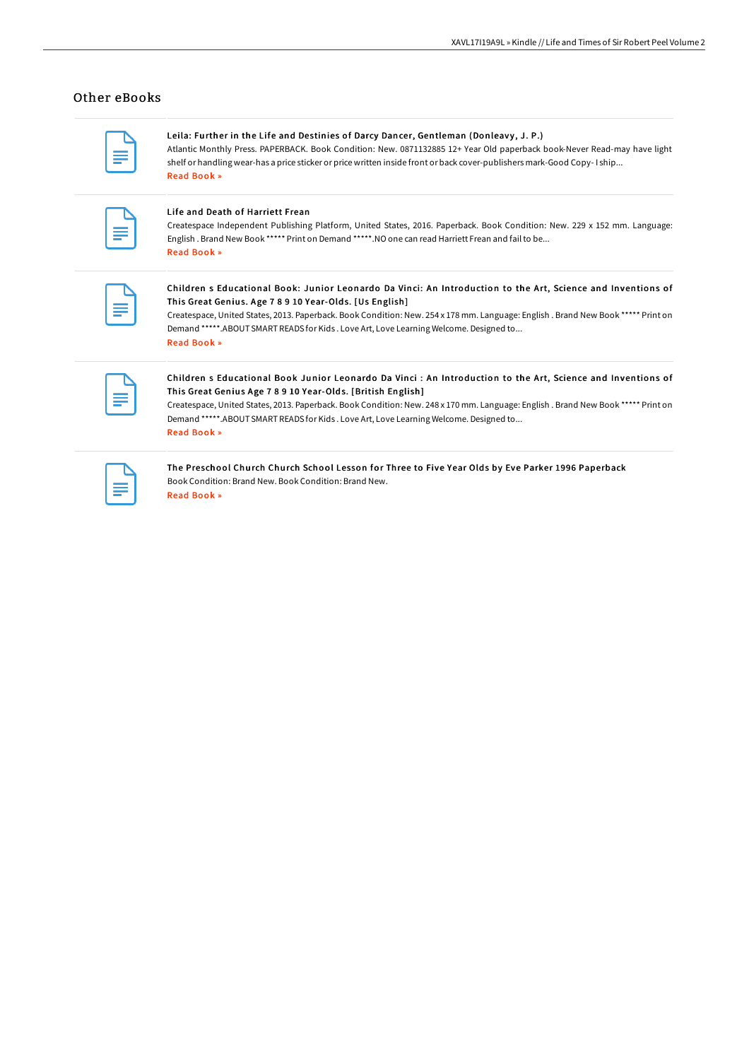## Other eBooks

**Leila: Further in the Life and Destinies of Darcy Dancer, Gentleman (Donleavy, J. P.)**

Atlantic Monthly Press. PAPERBACK. Book Condition: New. 0871132885 12+ Year Old paperback book-Never Read-may have light shelf or handling wear-has a price sticker or price written inside front or back cover-publishers mark-Good Copy- I ship...

Read Book »

**Life and Death of Harriett Frean**

Createspace Independent Publishing Platform, United States, 2016. Paperback. Book Condition: New. 229 x 152 mm. Language: English . Brand New Book ***** Print on Demand *****.NO one can read Harriett Frean and fail to be...

Read Book »

**Children s Educational Book: Junior Leonardo Da Vinci: An Introduction to the Art, Science and Inventions of This Great Genius. Age 7 8 9 10 Year-Olds. [Us English]**

Createspace, United States, 2013. Paperback. Book Condition: New. 254 x 178 mm. Language: English . Brand New Book ***** Print on Demand *****.ABOUT SMART READS for Kids . Love Art, Love Learning Welcome. Designed to...

Read Book »

**Children s Educational Book Junior Leonardo Da Vinci : An Introduction to the Art, Science and Inventions of This Great Genius Age 7 8 9 10 Year-Olds. [British English]**

Createspace, United States, 2013. Paperback. Book Condition: New. 248 x 170 mm. Language: English . Brand New Book ***** Print on Demand *****.ABOUT SMART READS for Kids . Love Art, Love Learning Welcome. Designed to...

Read Book »

**The Preschool Church Church School Lesson for Three to Five Year Olds by Eve Parker 1996 Paperback**

Book Condition: Brand New. Book Condition: Brand New.

Read Book »